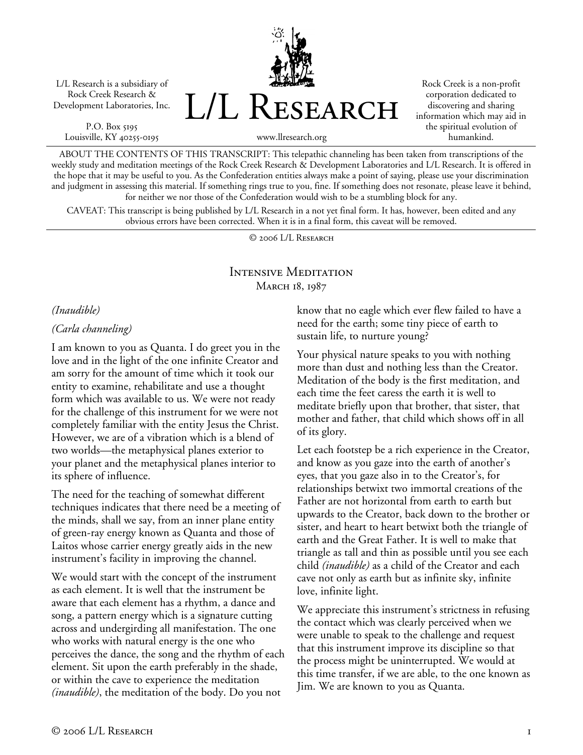L/L Research is a subsidiary of Rock Creek Research & Development Laboratories, Inc.

P.O. Box 5195
Louisville, KY 40255-0195

# L/L Research

www.llresearch.org

Rock Creek is a non-profit corporation dedicated to discovering and sharing information which may aid in the spiritual evolution of humankind.

ABOUT THE CONTENTS OF THIS TRANSCRIPT: This telepathic channeling has been taken from transcriptions of the weekly study and meditation meetings of the Rock Creek Research & Development Laboratories and L/L Research. It is offered in the hope that it may be useful to you. As the Confederation entities always make a point of saying, please use your discrimination and judgment in assessing this material. If something rings true to you, fine. If something does not resonate, please leave it behind, for neither we nor those of the Confederation would wish to be a stumbling block for any.

CAVEAT: This transcript is being published by L/L Research in a not yet final form. It has, however, been edited and any obvious errors have been corrected. When it is in a final form, this caveat will be removed.

© 2006 L/L Research

## Intensive Meditation
### March 18, 1987

*(Inaudible)*

*(Carla channeling)*

I am known to you as Quanta. I do greet you in the love and in the light of the one infinite Creator and am sorry for the amount of time which it took our entity to examine, rehabilitate and use a thought form which was available to us. We were not ready for the challenge of this instrument for we were not completely familiar with the entity Jesus the Christ. However, we are of a vibration which is a blend of two worlds—the metaphysical planes exterior to your planet and the metaphysical planes interior to its sphere of influence.

The need for the teaching of somewhat different techniques indicates that there need be a meeting of the minds, shall we say, from an inner plane entity of green-ray energy known as Quanta and those of Laitos whose carrier energy greatly aids in the new instrument's facility in improving the channel.

We would start with the concept of the instrument as each element. It is well that the instrument be aware that each element has a rhythm, a dance and song, a pattern energy which is a signature cutting across and undergirding all manifestation. The one who works with natural energy is the one who perceives the dance, the song and the rhythm of each element. Sit upon the earth preferably in the shade, or within the cave to experience the meditation *(inaudible)*, the meditation of the body. Do you not know that no eagle which ever flew failed to have a need for the earth; some tiny piece of earth to sustain life, to nurture young?

Your physical nature speaks to you with nothing more than dust and nothing less than the Creator. Meditation of the body is the first meditation, and each time the feet caress the earth it is well to meditate briefly upon that brother, that sister, that mother and father, that child which shows off in all of its glory.

Let each footstep be a rich experience in the Creator, and know as you gaze into the earth of another's eyes, that you gaze also in to the Creator's, for relationships betwixt two immortal creations of the Father are not horizontal from earth to earth but upwards to the Creator, back down to the brother or sister, and heart to heart betwixt both the triangle of earth and the Great Father. It is well to make that triangle as tall and thin as possible until you see each child *(inaudible)* as a child of the Creator and each cave not only as earth but as infinite sky, infinite love, infinite light.

We appreciate this instrument's strictness in refusing the contact which was clearly perceived when we were unable to speak to the challenge and request that this instrument improve its discipline so that the process might be uninterrupted. We would at this time transfer, if we are able, to the one known as Jim. We are known to you as Quanta.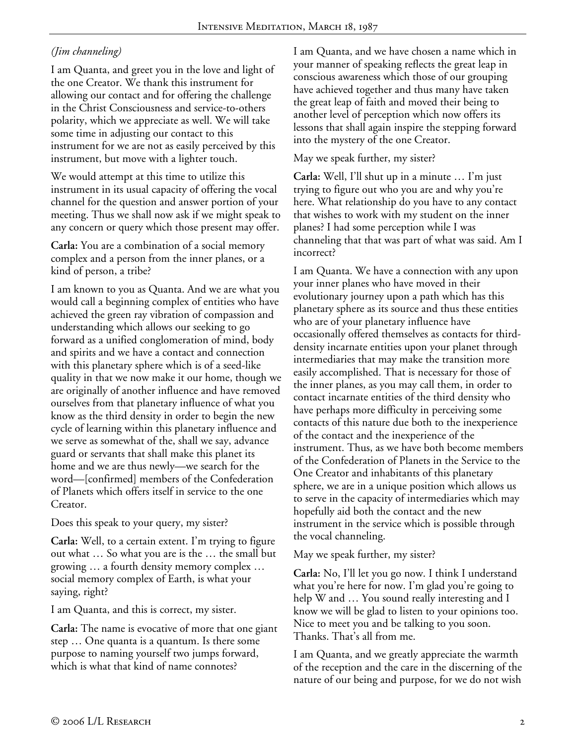*(Jim channeling)*

I am Quanta, and greet you in the love and light of the one Creator. We thank this instrument for allowing our contact and for offering the challenge in the Christ Consciousness and service-to-others polarity, which we appreciate as well. We will take some time in adjusting our contact to this instrument for we are not as easily perceived by this instrument, but move with a lighter touch.

We would attempt at this time to utilize this instrument in its usual capacity of offering the vocal channel for the question and answer portion of your meeting. Thus we shall now ask if we might speak to any concern or query which those present may offer.

**Carla:** You are a combination of a social memory complex and a person from the inner planes, or a kind of person, a tribe?

I am known to you as Quanta. And we are what you would call a beginning complex of entities who have achieved the green ray vibration of compassion and understanding which allows our seeking to go forward as a unified conglomeration of mind, body and spirits and we have a contact and connection with this planetary sphere which is of a seed-like quality in that we now make it our home, though we are originally of another influence and have removed ourselves from that planetary influence of what you know as the third density in order to begin the new cycle of learning within this planetary influence and we serve as somewhat of the, shall we say, advance guard or servants that shall make this planet its home and we are thus newly—we search for the word—[confirmed] members of the Confederation of Planets which offers itself in service to the one Creator.

Does this speak to your query, my sister?

**Carla:** Well, to a certain extent. I'm trying to figure out what … So what you are is the … the small but growing … a fourth density memory complex … social memory complex of Earth, is what your saying, right?

I am Quanta, and this is correct, my sister.

**Carla:** The name is evocative of more that one giant step … One quanta is a quantum. Is there some purpose to naming yourself two jumps forward, which is what that kind of name connotes?

I am Quanta, and we have chosen a name which in your manner of speaking reflects the great leap in conscious awareness which those of our grouping have achieved together and thus many have taken the great leap of faith and moved their being to another level of perception which now offers its lessons that shall again inspire the stepping forward into the mystery of the one Creator.

May we speak further, my sister?

**Carla:** Well, I'll shut up in a minute … I'm just trying to figure out who you are and why you're here. What relationship do you have to any contact that wishes to work with my student on the inner planes? I had some perception while I was channeling that that was part of what was said. Am I incorrect?

I am Quanta. We have a connection with any upon your inner planes who have moved in their evolutionary journey upon a path which has this planetary sphere as its source and thus these entities who are of your planetary influence have occasionally offered themselves as contacts for third-density incarnate entities upon your planet through intermediaries that may make the transition more easily accomplished. That is necessary for those of the inner planes, as you may call them, in order to contact incarnate entities of the third density who have perhaps more difficulty in perceiving some contacts of this nature due both to the inexperience of the contact and the inexperience of the instrument. Thus, as we have both become members of the Confederation of Planets in the Service to the One Creator and inhabitants of this planetary sphere, we are in a unique position which allows us to serve in the capacity of intermediaries which may hopefully aid both the contact and the new instrument in the service which is possible through the vocal channeling.

May we speak further, my sister?

**Carla:** No, I'll let you go now. I think I understand what you're here for now. I'm glad you're going to help W and … You sound really interesting and I know we will be glad to listen to your opinions too. Nice to meet you and be talking to you soon. Thanks. That's all from me.

I am Quanta, and we greatly appreciate the warmth of the reception and the care in the discerning of the nature of our being and purpose, for we do not wish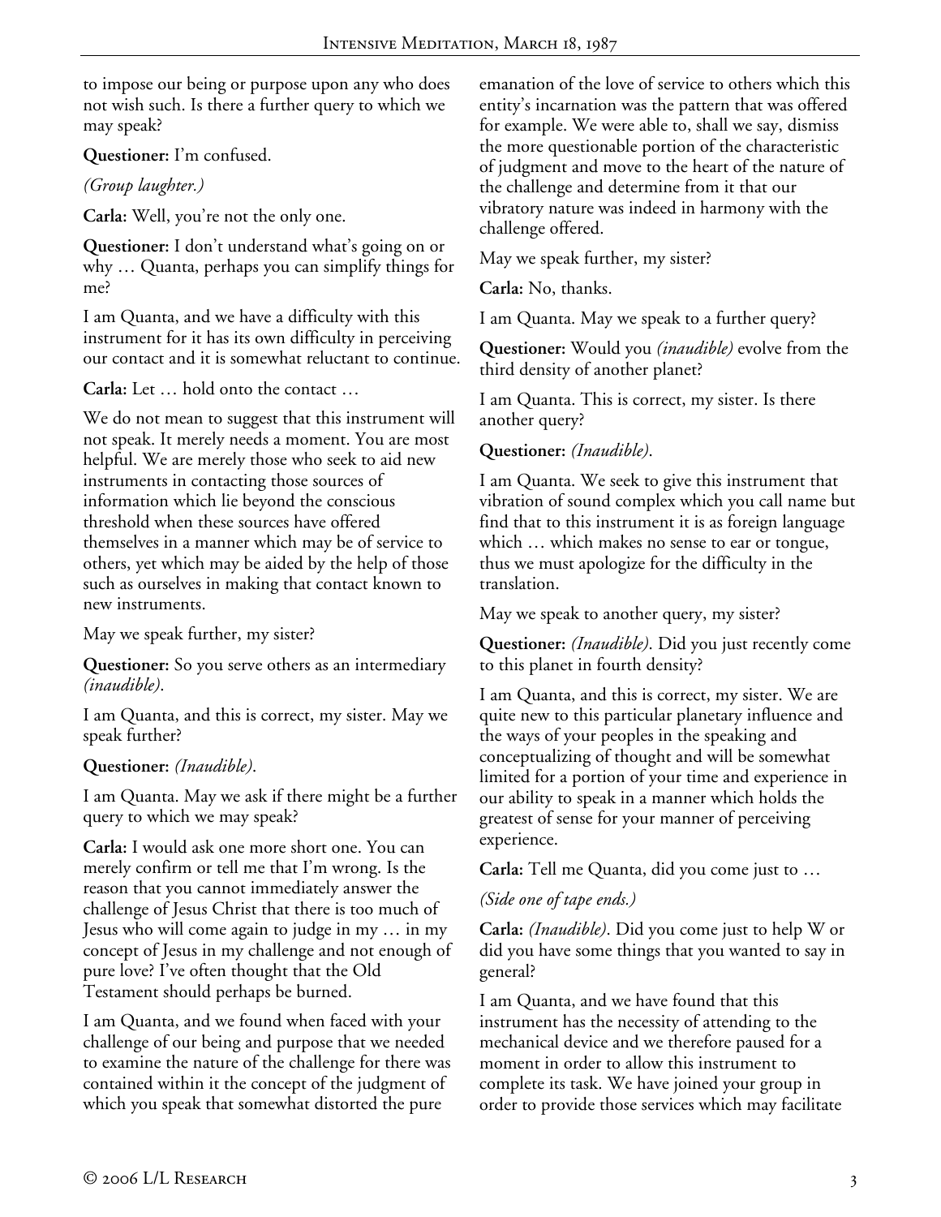to impose our being or purpose upon any who does not wish such. Is there a further query to which we may speak?

**Questioner:** I'm confused.

*(Group laughter.)*

**Carla:** Well, you're not the only one.

**Questioner:** I don't understand what's going on or why … Quanta, perhaps you can simplify things for me?

I am Quanta, and we have a difficulty with this instrument for it has its own difficulty in perceiving our contact and it is somewhat reluctant to continue.

**Carla:** Let … hold onto the contact …

We do not mean to suggest that this instrument will not speak. It merely needs a moment. You are most helpful. We are merely those who seek to aid new instruments in contacting those sources of information which lie beyond the conscious threshold when these sources have offered themselves in a manner which may be of service to others, yet which may be aided by the help of those such as ourselves in making that contact known to new instruments.

May we speak further, my sister?

**Questioner:** So you serve others as an intermediary *(inaudible)*.

I am Quanta, and this is correct, my sister. May we speak further?

**Questioner:** *(Inaudible)*.

I am Quanta. May we ask if there might be a further query to which we may speak?

**Carla:** I would ask one more short one. You can merely confirm or tell me that I'm wrong. Is the reason that you cannot immediately answer the challenge of Jesus Christ that there is too much of Jesus who will come again to judge in my … in my concept of Jesus in my challenge and not enough of pure love? I've often thought that the Old Testament should perhaps be burned.

I am Quanta, and we found when faced with your challenge of our being and purpose that we needed to examine the nature of the challenge for there was contained within it the concept of the judgment of which you speak that somewhat distorted the pure emanation of the love of service to others which this entity's incarnation was the pattern that was offered for example. We were able to, shall we say, dismiss the more questionable portion of the characteristic of judgment and move to the heart of the nature of the challenge and determine from it that our vibratory nature was indeed in harmony with the challenge offered.

May we speak further, my sister?

**Carla:** No, thanks.

I am Quanta. May we speak to a further query?

**Questioner:** Would you *(inaudible)* evolve from the third density of another planet?

I am Quanta. This is correct, my sister. Is there another query?

**Questioner:** *(Inaudible)*.

I am Quanta. We seek to give this instrument that vibration of sound complex which you call name but find that to this instrument it is as foreign language which … which makes no sense to ear or tongue, thus we must apologize for the difficulty in the translation.

May we speak to another query, my sister?

**Questioner:** *(Inaudible)*. Did you just recently come to this planet in fourth density?

I am Quanta, and this is correct, my sister. We are quite new to this particular planetary influence and the ways of your peoples in the speaking and conceptualizing of thought and will be somewhat limited for a portion of your time and experience in our ability to speak in a manner which holds the greatest of sense for your manner of perceiving experience.

**Carla:** Tell me Quanta, did you come just to …

*(Side one of tape ends.)*

**Carla:** *(Inaudible)*. Did you come just to help W or did you have some things that you wanted to say in general?

I am Quanta, and we have found that this instrument has the necessity of attending to the mechanical device and we therefore paused for a moment in order to allow this instrument to complete its task. We have joined your group in order to provide those services which may facilitate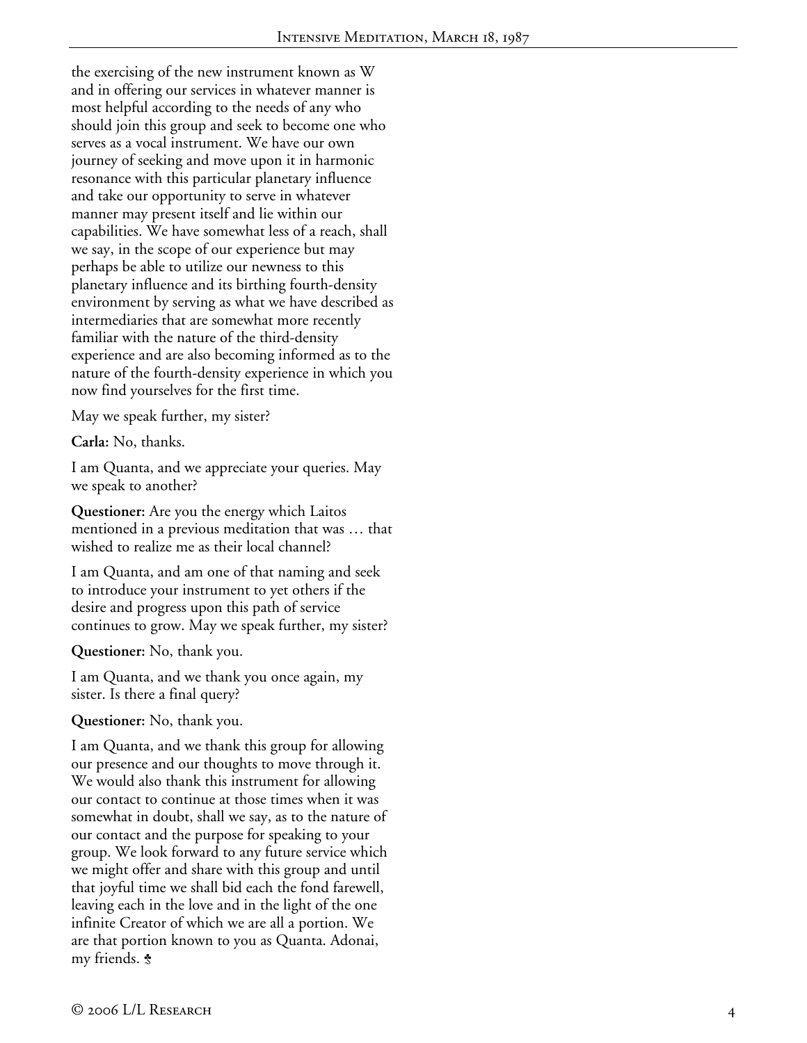the exercising of the new instrument known as W and in offering our services in whatever manner is most helpful according to the needs of any who should join this group and seek to become one who serves as a vocal instrument. We have our own journey of seeking and move upon it in harmonic resonance with this particular planetary influence and take our opportunity to serve in whatever manner may present itself and lie within our capabilities. We have somewhat less of a reach, shall we say, in the scope of our experience but may perhaps be able to utilize our newness to this planetary influence and its birthing fourth-density environment by serving as what we have described as intermediaries that are somewhat more recently familiar with the nature of the third-density experience and are also becoming informed as to the nature of the fourth-density experience in which you now find yourselves for the first time.

May we speak further, my sister?

**Carla:** No, thanks.

I am Quanta, and we appreciate your queries. May we speak to another?

**Questioner:** Are you the energy which Laitos mentioned in a previous meditation that was … that wished to realize me as their local channel?

I am Quanta, and am one of that naming and seek to introduce your instrument to yet others if the desire and progress upon this path of service continues to grow. May we speak further, my sister?

**Questioner:** No, thank you.

I am Quanta, and we thank you once again, my sister. Is there a final query?

**Questioner:** No, thank you.

I am Quanta, and we thank this group for allowing our presence and our thoughts to move through it. We would also thank this instrument for allowing our contact to continue at those times when it was somewhat in doubt, shall we say, as to the nature of our contact and the purpose for speaking to your group. We look forward to any future service which we might offer and share with this group and until that joyful time we shall bid each the fond farewell, leaving each in the love and in the light of the one infinite Creator of which we are all a portion. We are that portion known to you as Quanta. Adonai, my friends.